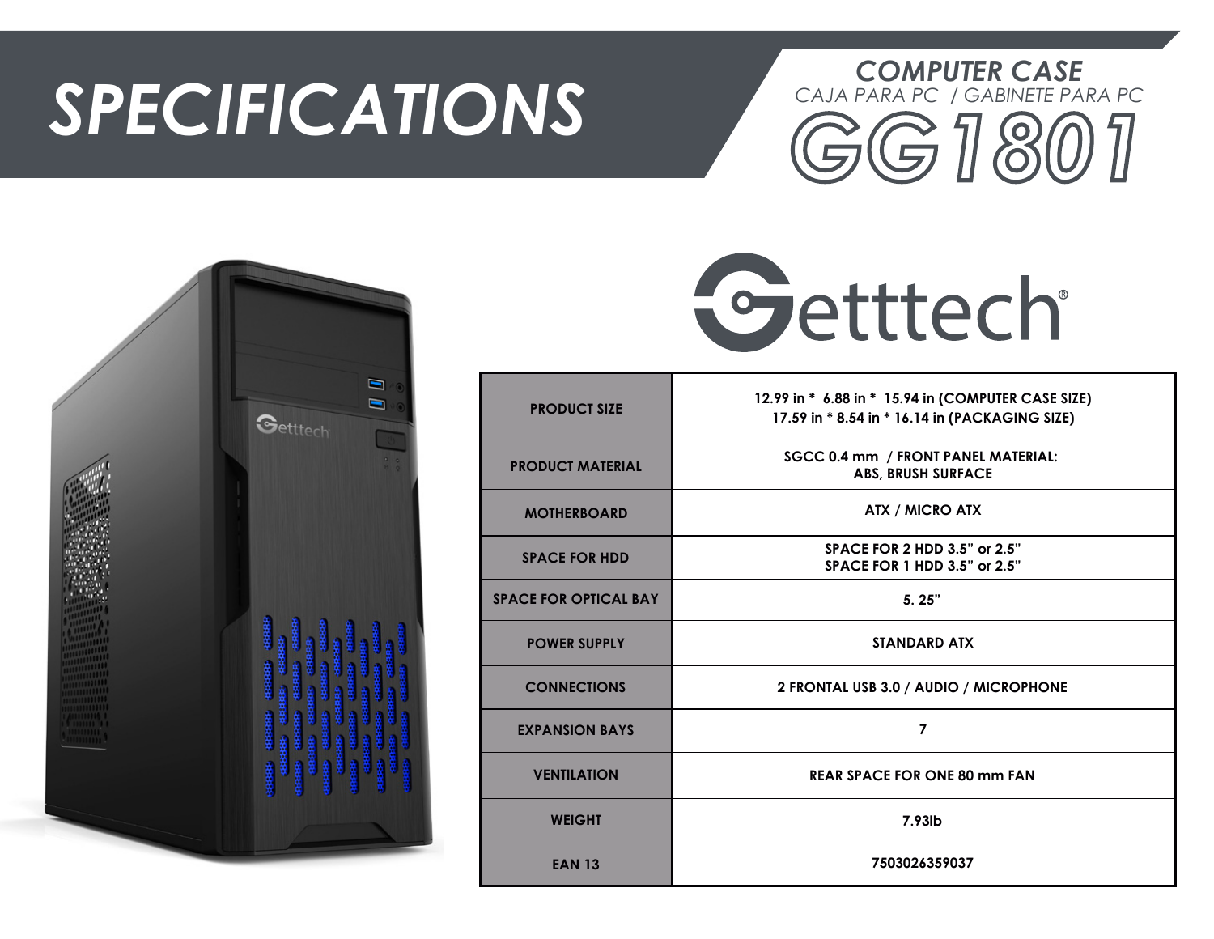# SPECIFICATIONS

## COMPUTER CASE

CAJA PARA PC / GABINETE PARA PC

## GG1801

Getttech®

| PRODUCT SIZE | 12.99 in * 6.88 in * 15.94 in (COMPUTER CASE SIZE)<br>17.59 in * 8.54 in * 16.14 in (PACKAGING SIZE) |
|---|---|
| PRODUCT MATERIAL | SGCC 0.4 mm / FRONT PANEL MATERIAL:<br>ABS, BRUSH SURFACE |
| MOTHERBOARD | ATX / MICRO ATX |
| SPACE FOR HDD | SPACE FOR 2 HDD 3.5" or 2.5"<br>SPACE FOR 1 HDD 3.5" or 2.5" |
| SPACE FOR OPTICAL BAY | 5. 25" |
| POWER SUPPLY | STANDARD ATX |
| CONNECTIONS | 2 FRONTAL USB 3.0 / AUDIO / MICROPHONE |
| EXPANSION BAYS | 7 |
| VENTILATION | REAR SPACE FOR ONE 80 mm FAN |
| WEIGHT | 7.93lb |
| EAN 13 | 7503026359037 |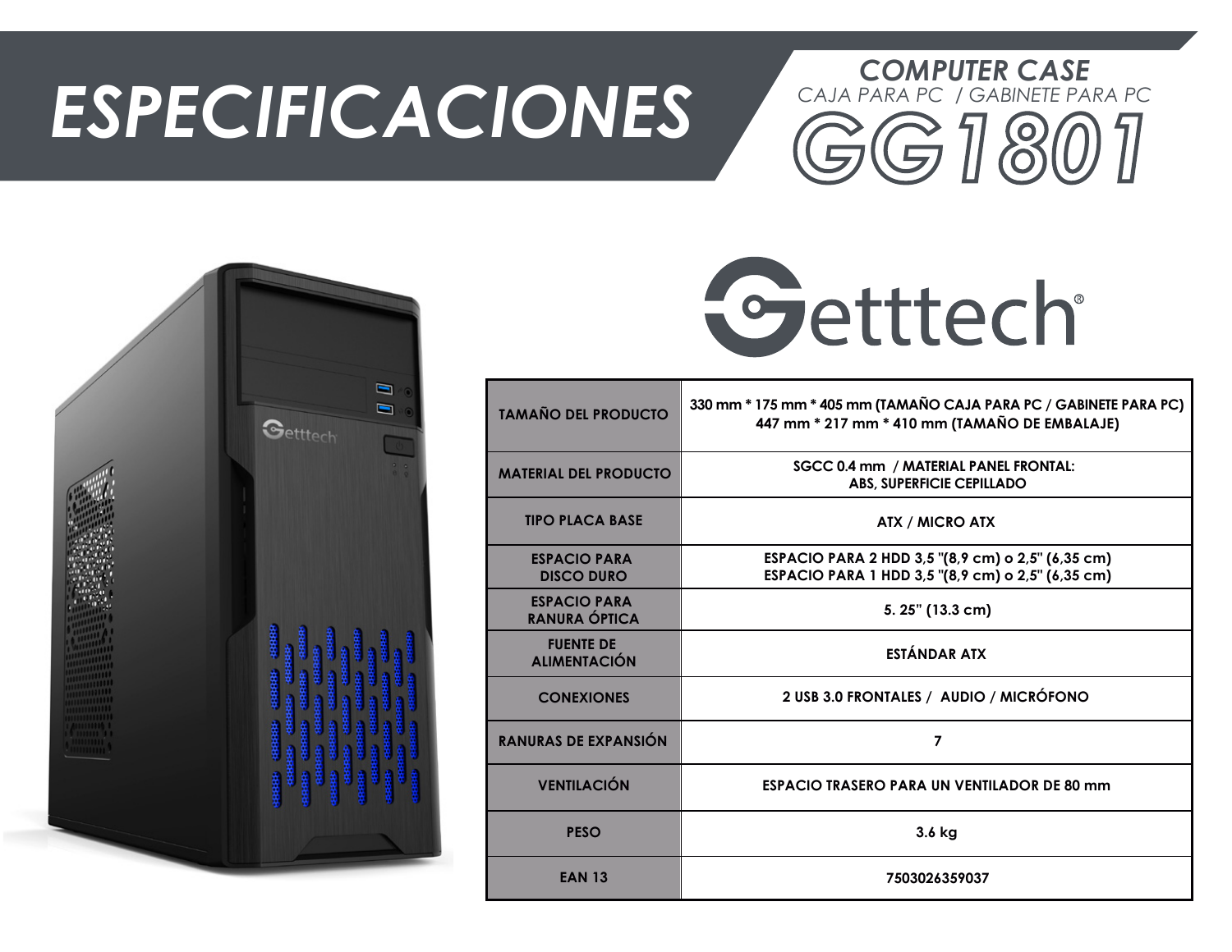# ESPECIFICACIONES

## COMPUTER CASE

CAJA PARA PC / GABINETE PARA PC

# GG1801

Getttech®

| | |
|---|---|
| TAMAÑO DEL PRODUCTO | 330 mm * 175 mm * 405 mm (TAMAÑO CAJA PARA PC / GABINETE PARA PC)<br>447 mm * 217 mm * 410 mm (TAMAÑO DE EMBALAJE) |
| MATERIAL DEL PRODUCTO | SGCC 0.4 mm / MATERIAL PANEL FRONTAL:<br>ABS, SUPERFICIE CEPILLADO |
| TIPO PLACA BASE | ATX / MICRO ATX |
| ESPACIO PARA DISCO DURO | ESPACIO PARA 2 HDD 3,5 "(8,9 cm) o 2,5" (6,35 cm)<br>ESPACIO PARA 1 HDD 3,5 "(8,9 cm) o 2,5" (6,35 cm) |
| ESPACIO PARA RANURA ÓPTICA | 5. 25" (13.3 cm) |
| FUENTE DE ALIMENTACIÓN | ESTÁNDAR ATX |
| CONEXIONES | 2 USB 3.0 FRONTALES / AUDIO / MICRÓFONO |
| RANURAS DE EXPANSIÓN | 7 |
| VENTILACIÓN | ESPACIO TRASERO PARA UN VENTILADOR DE 80 mm |
| PESO | 3.6 kg |
| EAN 13 | 7503026359037 |